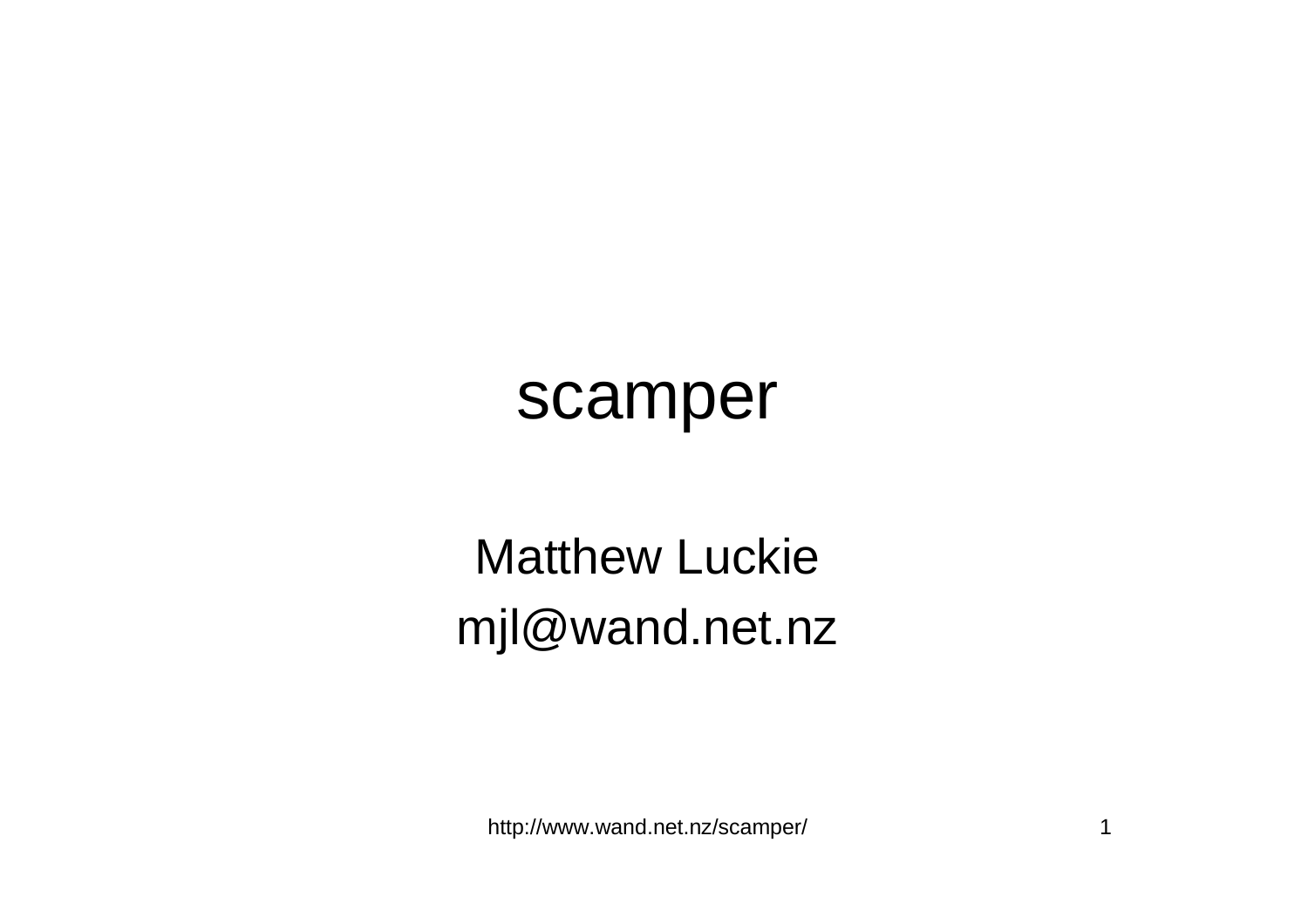# scamper

Matthew Luckie

mjl@wand.net.nz

http://www.wand.net.nz/scamper/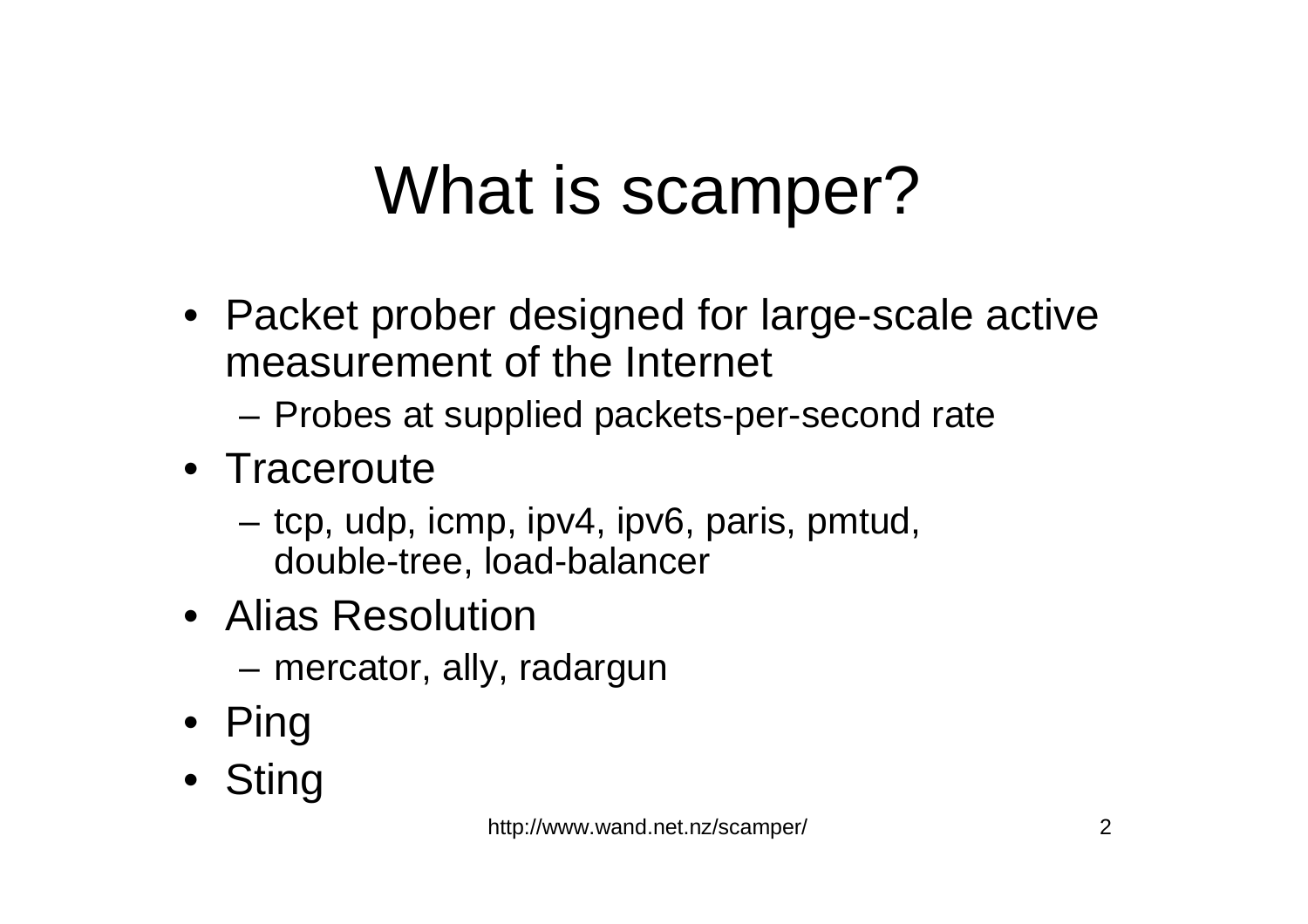# What is scamper?

- Packet prober designed for large-scale active measurement of the Internet
  - Probes at supplied packets-per-second rate
- Traceroute
  - tcp, udp, icmp, ipv4, ipv6, paris, pmtud, double-tree, load-balancer
- Alias Resolution
  - mercator, ally, radargun
- Ping
- Sting

http://www.wand.net.nz/scamper/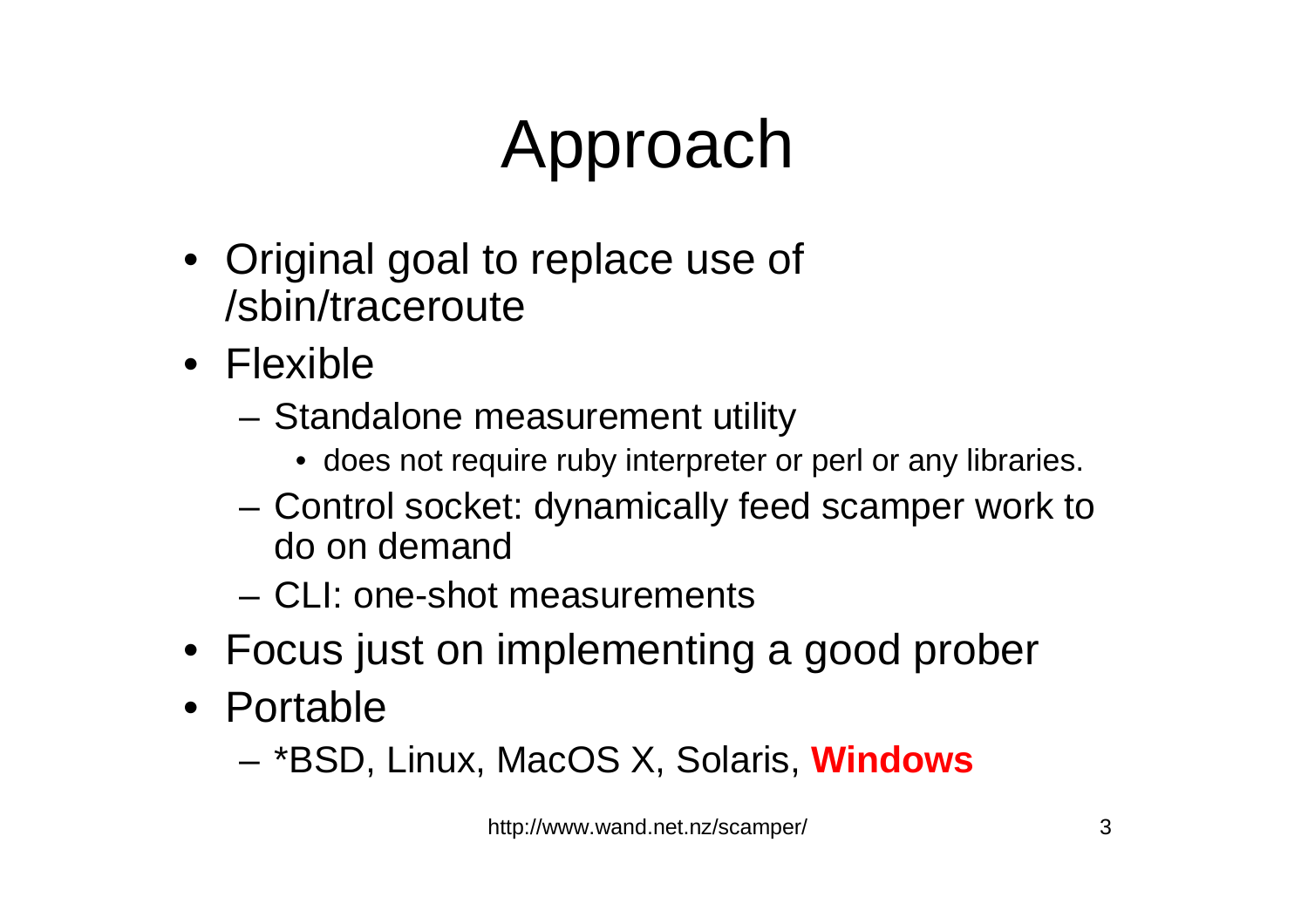# Approach

- Original goal to replace use of /sbin/traceroute
- Flexible
  - Standalone measurement utility
    - does not require ruby interpreter or perl or any libraries.
  - Control socket: dynamically feed scamper work to do on demand
  - CLI: one-shot measurements
- Focus just on implementing a good prober
- Portable
  - *BSD, Linux, MacOS X, Solaris, **Windows**

http://www.wand.net.nz/scamper/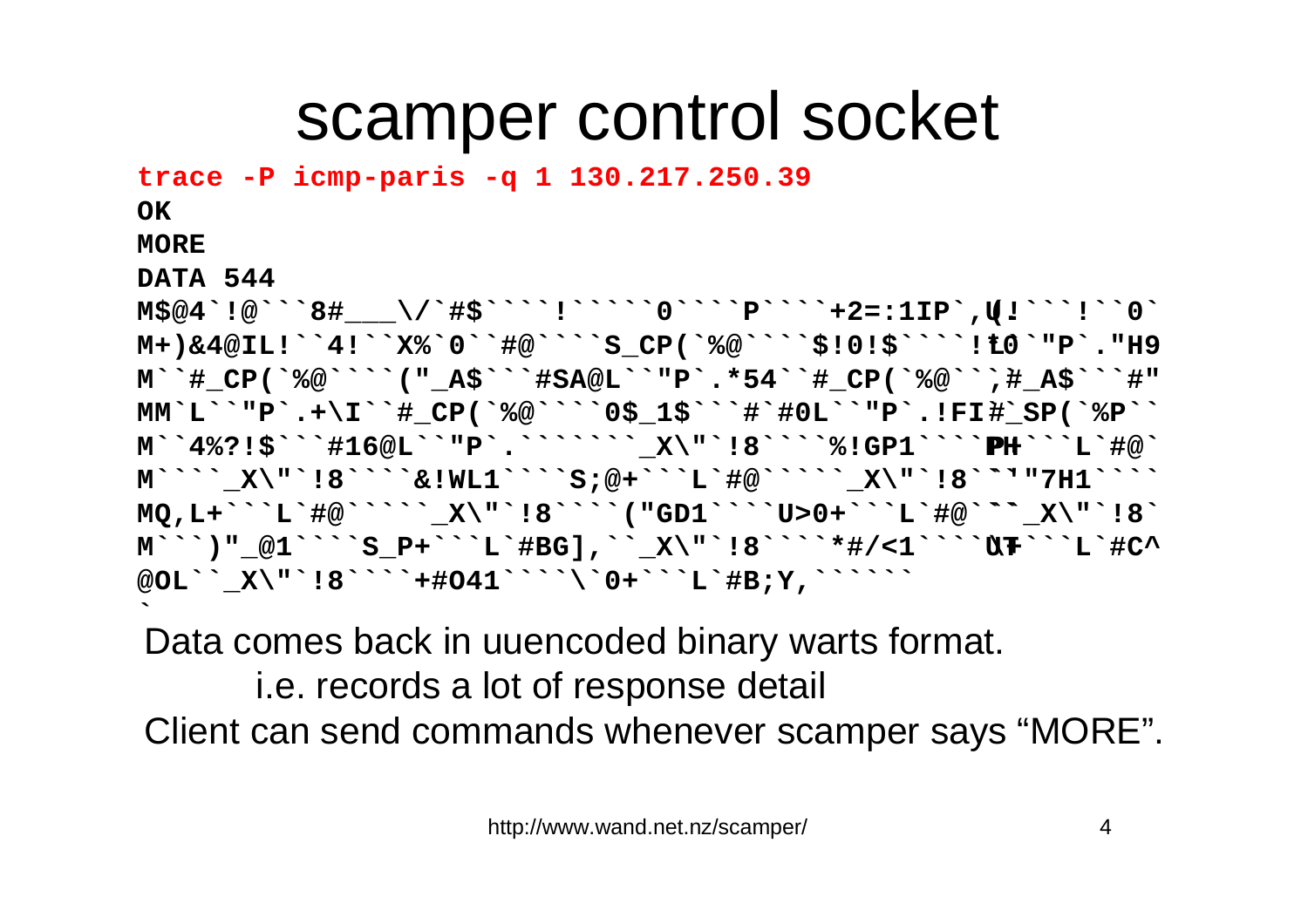# scamper control socket

```
trace -P icmp-paris -q 1 130.217.250.39
OK
MORE
DATA 544
M$@4`!@```8#___\/`#$````!`````0````P````+2=:1IP`,U!```!``0`
M+)&4@IL!``4!``X%`0``#@````S_CP(`%@````$!0!$`````!L0`"P`."H9
M``#_CP(`%@````("_A$```#SA@L``"P`.*54``#_CP(`%@``,#_A$```#"
MM`L``"P`.+\I``#_CP(`%@````0$_1$```#`#0L``"P`.!FI#_SP(`%P``
M``4%?!$```#16@L``"P`.````````_X\"`!8````%!GP1````PH```L`#@`
M`````_X\"`!8````&!WL1````S;@+```L`#@``````_X\"`!8```"7H1````
MQ,L+```L`#@``````_X\"`!8````("GD1````U>0+```L`#@````_X\"`!8`
M```)"_@1````S_P+```L`#BG],```_X\"`!8````*#/<1````UT```L`#C^
@OL``_X\"`!8````+#O41````\`0+```L`#B;Y,```````
`
```

Data comes back in uuencoded binary warts format.

i.e. records a lot of response detail

Client can send commands whenever scamper says "MORE".

http://www.wand.net.nz/scamper/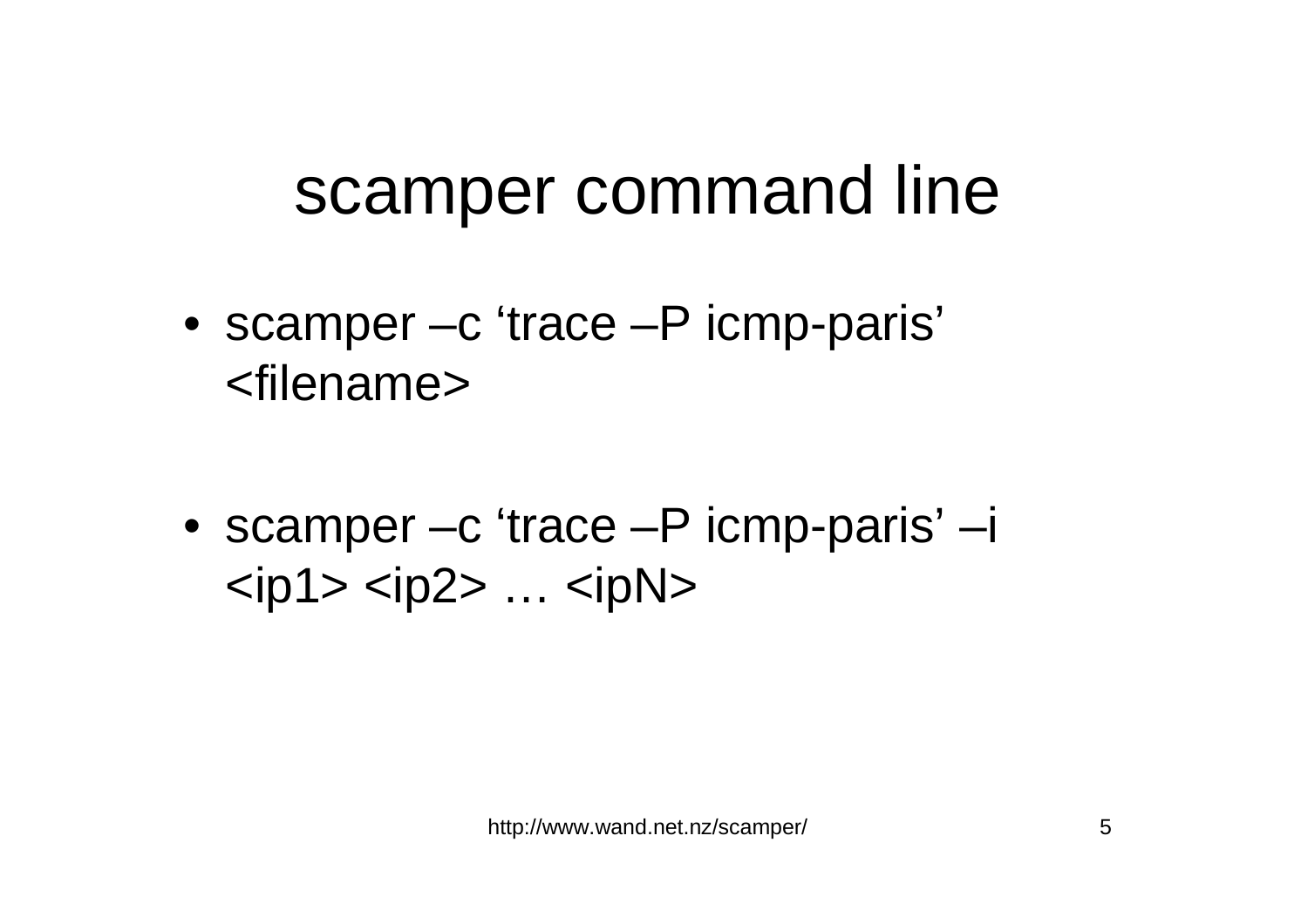# scamper command line

- scamper –c ‘trace –P icmp-paris’ <filename>

- scamper –c ‘trace –P icmp-paris’ –i <ip1> <ip2> … <ipN>

http://www.wand.net.nz/scamper/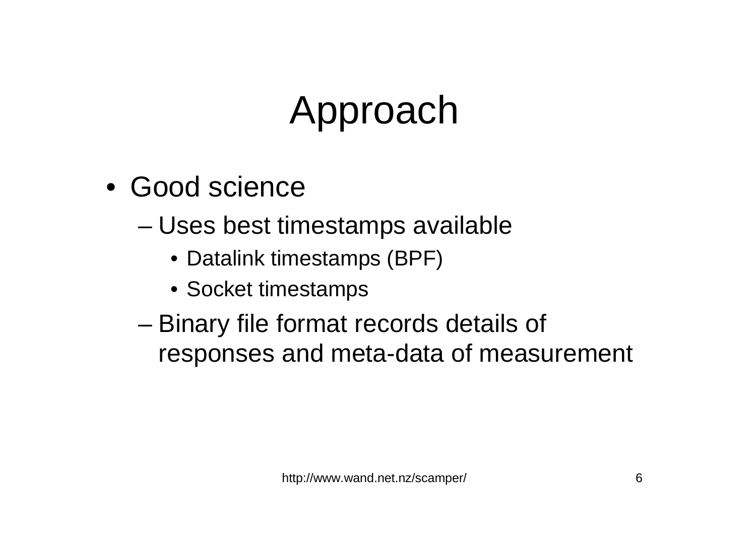# Approach

- Good science
  - Uses best timestamps available
    - Datalink timestamps (BPF)
    - Socket timestamps
  - Binary file format records details of responses and meta-data of measurement

http://www.wand.net.nz/scamper/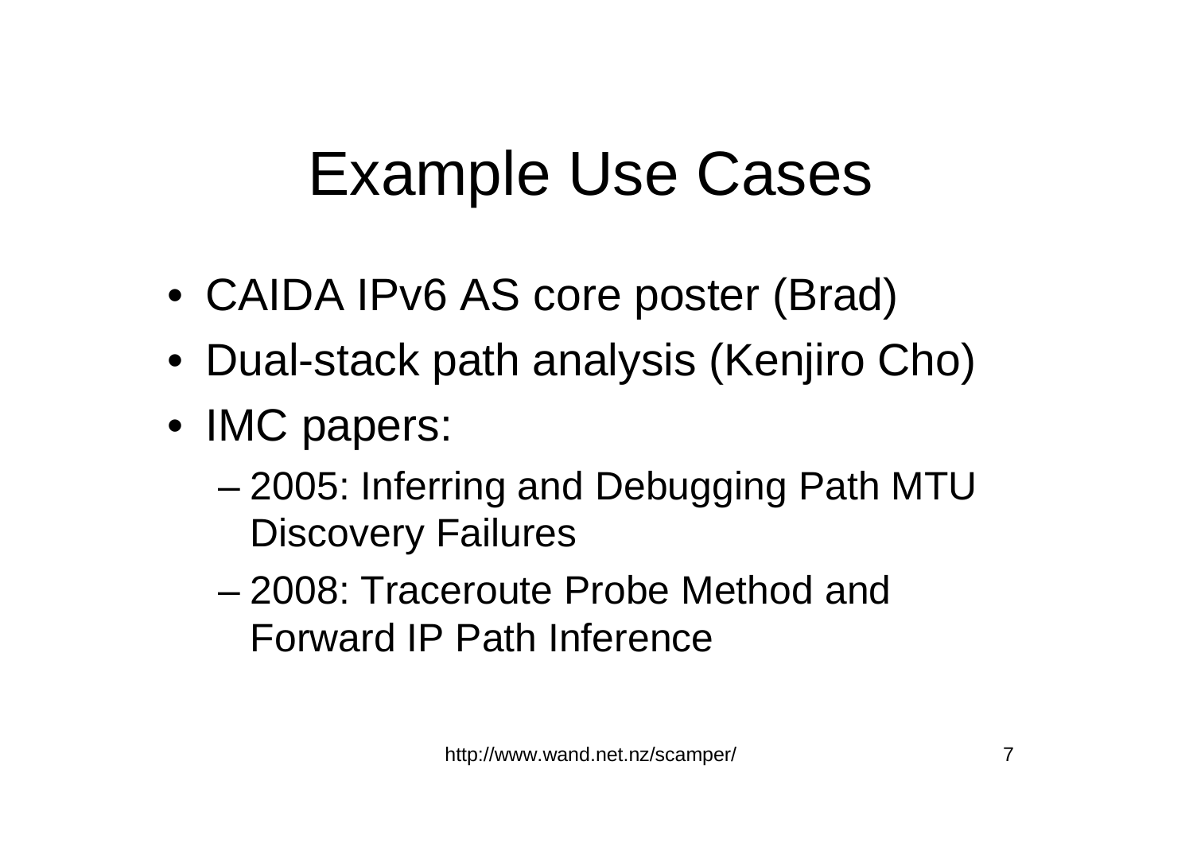# Example Use Cases

- CAIDA IPv6 AS core poster (Brad)
- Dual-stack path analysis (Kenjiro Cho)
- IMC papers:
  - 2005: Inferring and Debugging Path MTU Discovery Failures
  - 2008: Traceroute Probe Method and Forward IP Path Inference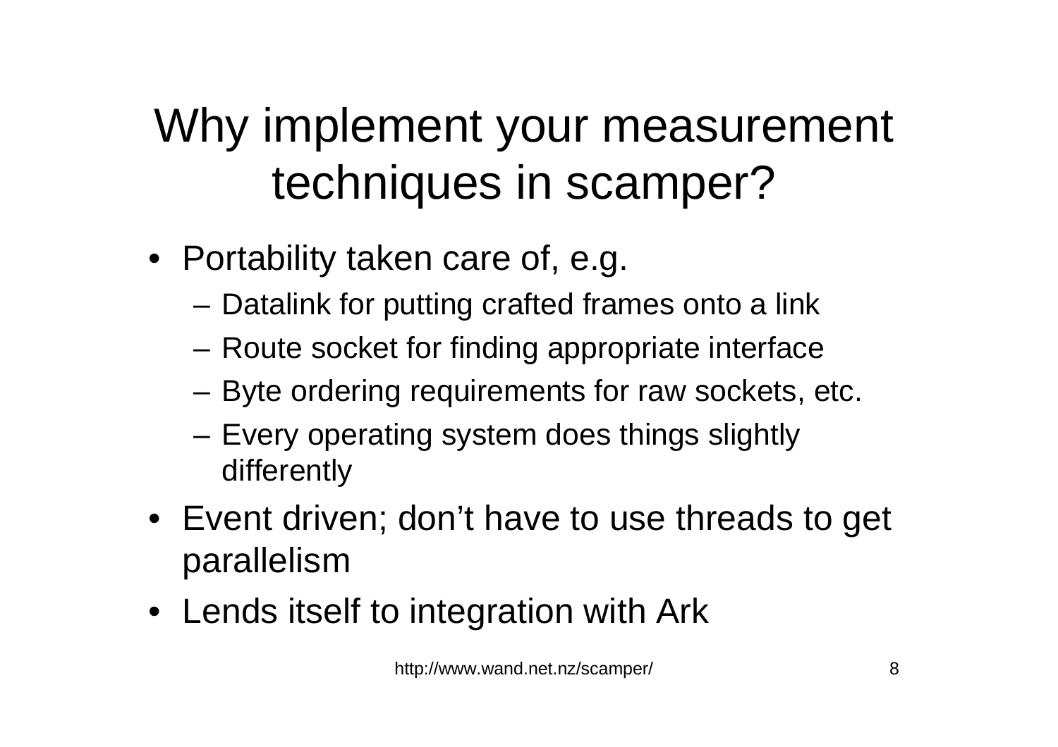# Why implement your measurement techniques in scamper?

- Portability taken care of, e.g.
  - Datalink for putting crafted frames onto a link
  - Route socket for finding appropriate interface
  - Byte ordering requirements for raw sockets, etc.
  - Every operating system does things slightly differently
- Event driven; don't have to use threads to get parallelism
- Lends itself to integration with Ark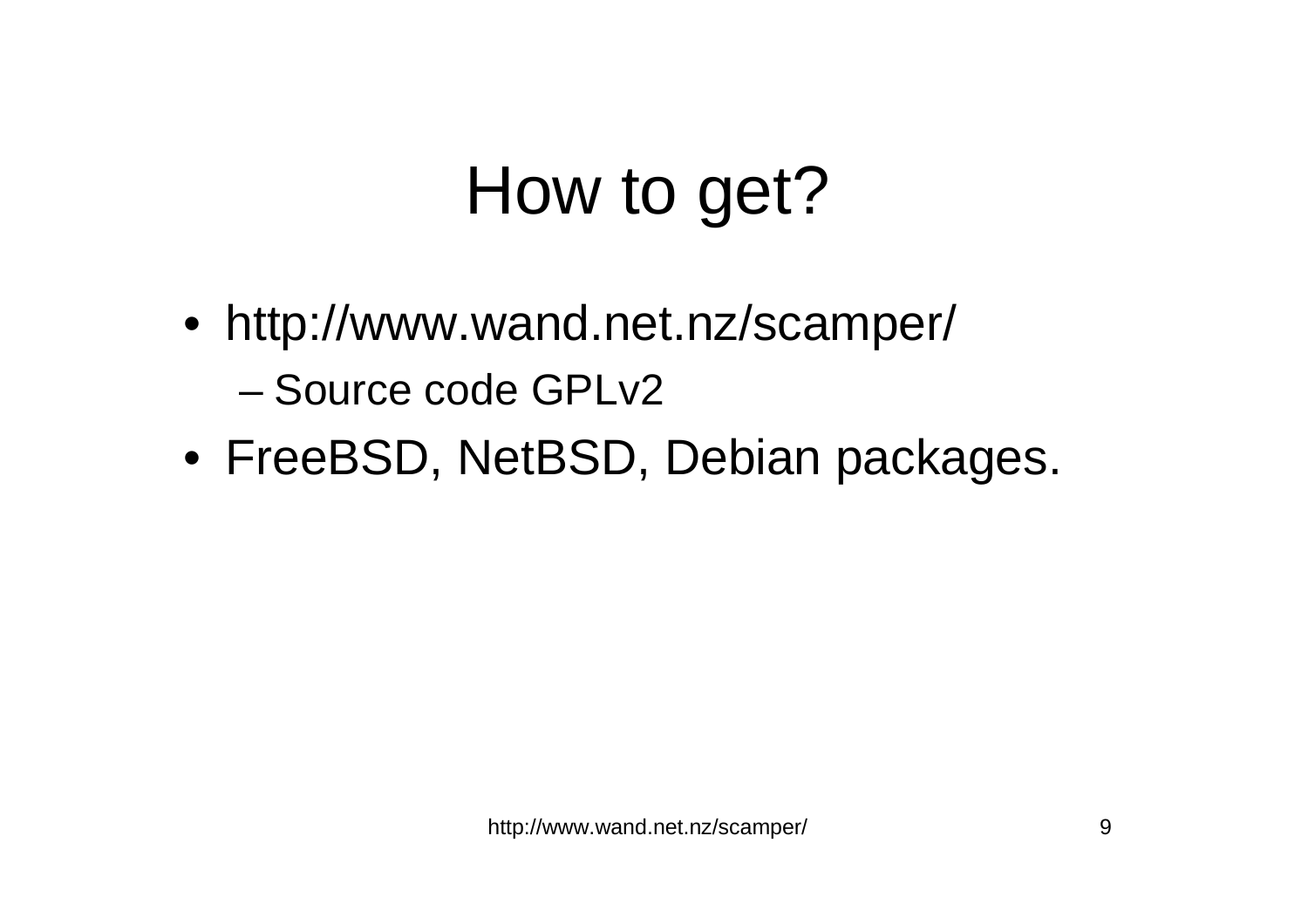# How to get?

- http://www.wand.net.nz/scamper/
  - Source code GPLv2
- FreeBSD, NetBSD, Debian packages.